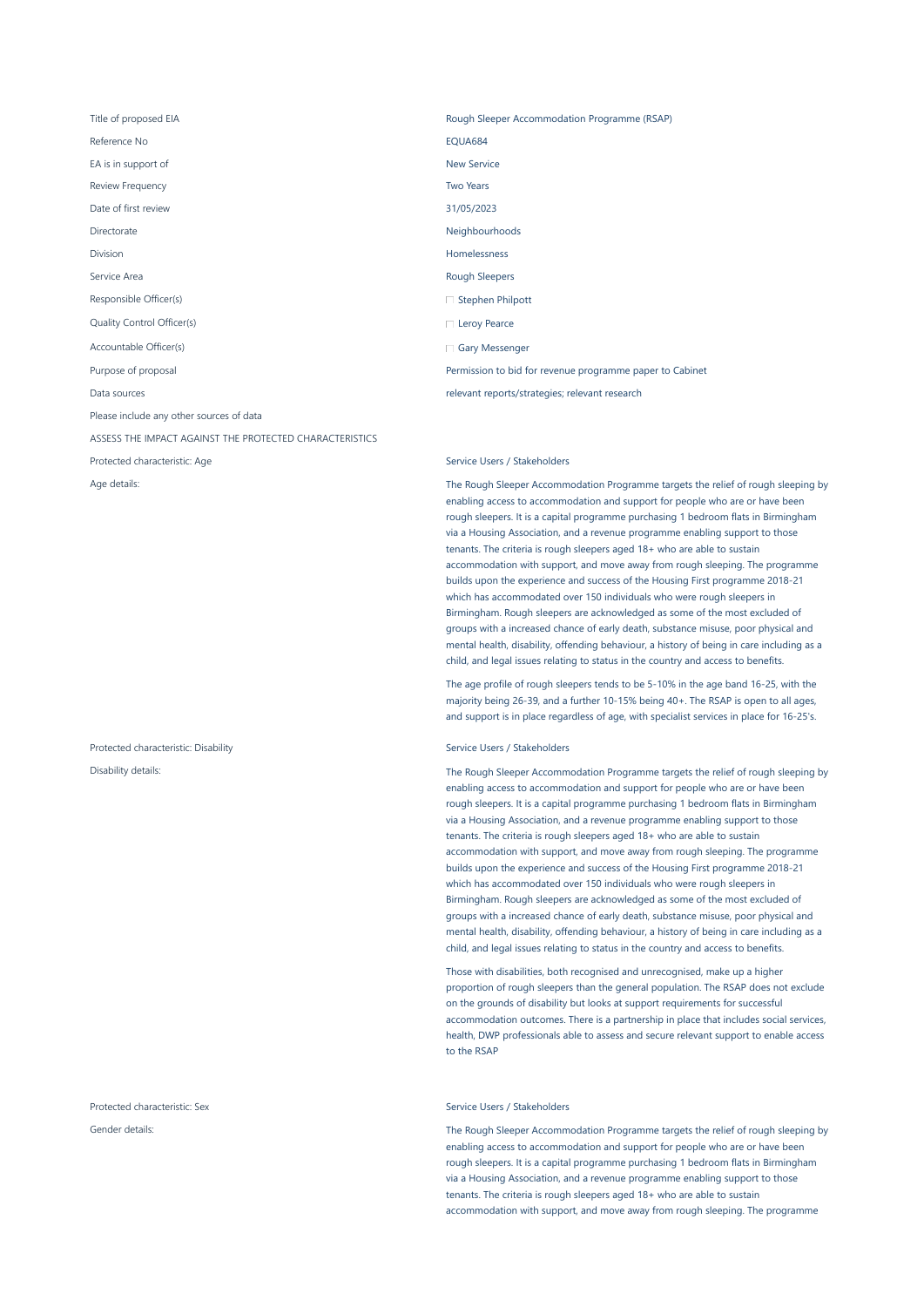| | |
|---|---|
| Title of proposed EIA | Rough Sleeper Accommodation Programme (RSAP) |
| Reference No | EQUA684 |
| EA is in support of | New Service |
| Review Frequency | Two Years |
| Date of first review | 31/05/2023 |
| Directorate | Neighbourhoods |
| Division | Homelessness |
| Service Area | Rough Sleepers |
| Responsible Officer(s) | Stephen Philpott |
| Quality Control Officer(s) | Leroy Pearce |
| Accountable Officer(s) | Gary Messenger |
| Purpose of proposal | Permission to bid for revenue programme paper to Cabinet |
| Data sources | relevant reports/strategies; relevant research |
| Please include any other sources of data | |

ASSESS THE IMPACT AGAINST THE PROTECTED CHARACTERISTICS

**Protected characteristic: Age** — Service Users / Stakeholders

**Age details:**

The Rough Sleeper Accommodation Programme targets the relief of rough sleeping by enabling access to accommodation and support for people who are or have been rough sleepers. It is a capital programme purchasing 1 bedroom flats in Birmingham via a Housing Association, and a revenue programme enabling support to those tenants. The criteria is rough sleepers aged 18+ who are able to sustain accommodation with support, and move away from rough sleeping. The programme builds upon the experience and success of the Housing First programme 2018-21 which has accommodated over 150 individuals who were rough sleepers in Birmingham. Rough sleepers are acknowledged as some of the most excluded of groups with a increased chance of early death, substance misuse, poor physical and mental health, disability, offending behaviour, a history of being in care including as a child, and legal issues relating to status in the country and access to benefits.

The age profile of rough sleepers tends to be 5-10% in the age band 16-25, with the majority being 26-39, and a further 10-15% being 40+. The RSAP is open to all ages, and support is in place regardless of age, with specialist services in place for 16-25's.

**Protected characteristic: Disability** — Service Users / Stakeholders

**Disability details:**

The Rough Sleeper Accommodation Programme targets the relief of rough sleeping by enabling access to accommodation and support for people who are or have been rough sleepers. It is a capital programme purchasing 1 bedroom flats in Birmingham via a Housing Association, and a revenue programme enabling support to those tenants. The criteria is rough sleepers aged 18+ who are able to sustain accommodation with support, and move away from rough sleeping. The programme builds upon the experience and success of the Housing First programme 2018-21 which has accommodated over 150 individuals who were rough sleepers in Birmingham. Rough sleepers are acknowledged as some of the most excluded of groups with a increased chance of early death, substance misuse, poor physical and mental health, disability, offending behaviour, a history of being in care including as a child, and legal issues relating to status in the country and access to benefits.

Those with disabilities, both recognised and unrecognised, make up a higher proportion of rough sleepers than the general population. The RSAP does not exclude on the grounds of disability but looks at support requirements for successful accommodation outcomes. There is a partnership in place that includes social services, health, DWP professionals able to assess and secure relevant support to enable access to the RSAP

**Protected characteristic: Sex** — Service Users / Stakeholders

**Gender details:**

The Rough Sleeper Accommodation Programme targets the relief of rough sleeping by enabling access to accommodation and support for people who are or have been rough sleepers. It is a capital programme purchasing 1 bedroom flats in Birmingham via a Housing Association, and a revenue programme enabling support to those tenants. The criteria is rough sleepers aged 18+ who are able to sustain accommodation with support, and move away from rough sleeping. The programme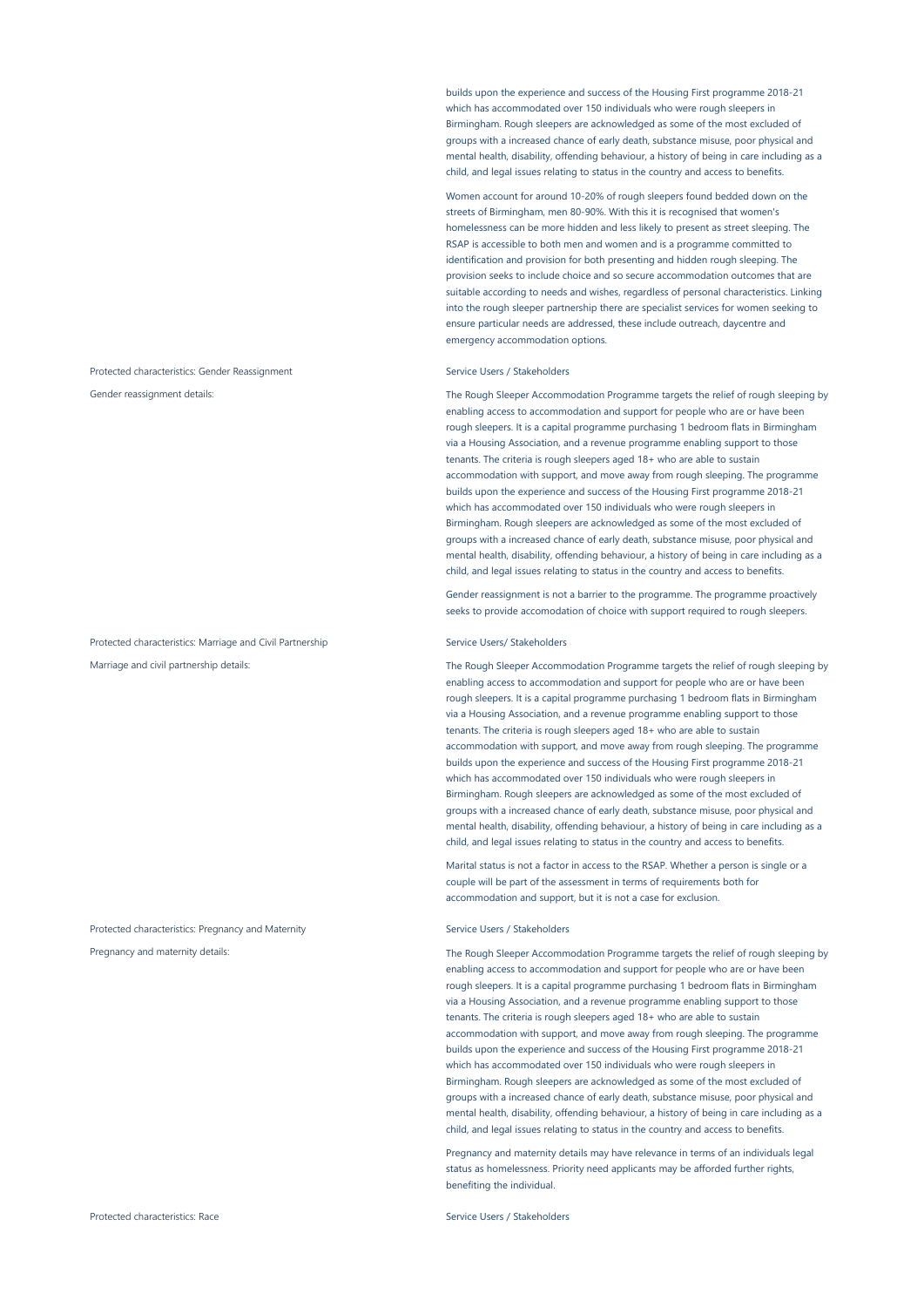builds upon the experience and success of the Housing First programme 2018-21 which has accommodated over 150 individuals who were rough sleepers in Birmingham. Rough sleepers are acknowledged as some of the most excluded of groups with a increased chance of early death, substance misuse, poor physical and mental health, disability, offending behaviour, a history of being in care including as a child, and legal issues relating to status in the country and access to benefits.

Women account for around 10-20% of rough sleepers found bedded down on the streets of Birmingham, men 80-90%. With this it is recognised that women's homelessness can be more hidden and less likely to present as street sleeping. The RSAP is accessible to both men and women and is a programme committed to identification and provision for both presenting and hidden rough sleeping. The provision seeks to include choice and so secure accommodation outcomes that are suitable according to needs and wishes, regardless of personal characteristics. Linking into the rough sleeper partnership there are specialist services for women seeking to ensure particular needs are addressed, these include outreach, daycentre and emergency accommodation options.

Protected characteristics: Gender Reassignment

Service Users / Stakeholders

Gender reassignment details:

The Rough Sleeper Accommodation Programme targets the relief of rough sleeping by enabling access to accommodation and support for people who are or have been rough sleepers. It is a capital programme purchasing 1 bedroom flats in Birmingham via a Housing Association, and a revenue programme enabling support to those tenants. The criteria is rough sleepers aged 18+ who are able to sustain accommodation with support, and move away from rough sleeping. The programme builds upon the experience and success of the Housing First programme 2018-21 which has accommodated over 150 individuals who were rough sleepers in Birmingham. Rough sleepers are acknowledged as some of the most excluded of groups with a increased chance of early death, substance misuse, poor physical and mental health, disability, offending behaviour, a history of being in care including as a child, and legal issues relating to status in the country and access to benefits.

Gender reassignment is not a barrier to the programme. The programme proactively seeks to provide accomodation of choice with support required to rough sleepers.

Protected characteristics: Marriage and Civil Partnership

Service Users/ Stakeholders

Marriage and civil partnership details:

The Rough Sleeper Accommodation Programme targets the relief of rough sleeping by enabling access to accommodation and support for people who are or have been rough sleepers. It is a capital programme purchasing 1 bedroom flats in Birmingham via a Housing Association, and a revenue programme enabling support to those tenants. The criteria is rough sleepers aged 18+ who are able to sustain accommodation with support, and move away from rough sleeping. The programme builds upon the experience and success of the Housing First programme 2018-21 which has accommodated over 150 individuals who were rough sleepers in Birmingham. Rough sleepers are acknowledged as some of the most excluded of groups with a increased chance of early death, substance misuse, poor physical and mental health, disability, offending behaviour, a history of being in care including as a child, and legal issues relating to status in the country and access to benefits.

Marital status is not a factor in access to the RSAP. Whether a person is single or a couple will be part of the assessment in terms of requirements both for accommodation and support, but it is not a case for exclusion.

Protected characteristics: Pregnancy and Maternity

Service Users / Stakeholders

Pregnancy and maternity details:

The Rough Sleeper Accommodation Programme targets the relief of rough sleeping by enabling access to accommodation and support for people who are or have been rough sleepers. It is a capital programme purchasing 1 bedroom flats in Birmingham via a Housing Association, and a revenue programme enabling support to those tenants. The criteria is rough sleepers aged 18+ who are able to sustain accommodation with support, and move away from rough sleeping. The programme builds upon the experience and success of the Housing First programme 2018-21 which has accommodated over 150 individuals who were rough sleepers in Birmingham. Rough sleepers are acknowledged as some of the most excluded of groups with a increased chance of early death, substance misuse, poor physical and mental health, disability, offending behaviour, a history of being in care including as a child, and legal issues relating to status in the country and access to benefits.

Pregnancy and maternity details may have relevance in terms of an individuals legal status as homelessness. Priority need applicants may be afforded further rights, benefiting the individual.

Protected characteristics: Race

Service Users / Stakeholders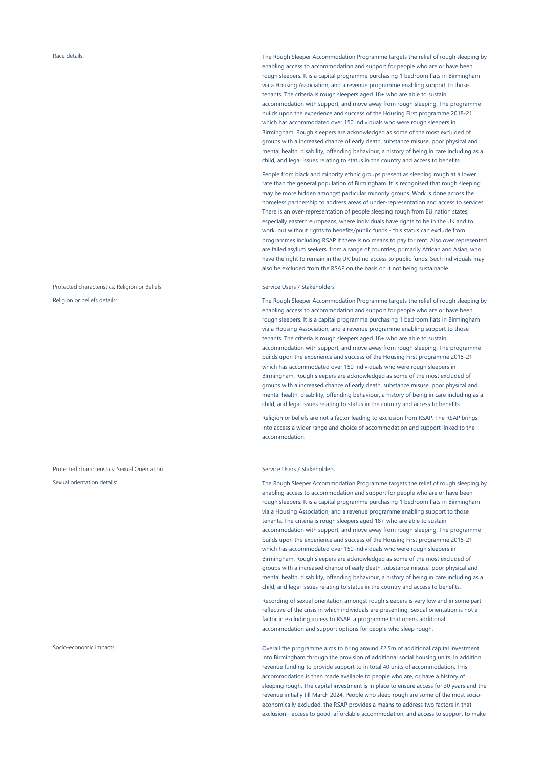Race details:

The Rough Sleeper Accommodation Programme targets the relief of rough sleeping by enabling access to accommodation and support for people who are or have been rough sleepers. It is a capital programme purchasing 1 bedroom flats in Birmingham via a Housing Association, and a revenue programme enabling support to those tenants. The criteria is rough sleepers aged 18+ who are able to sustain accommodation with support, and move away from rough sleeping. The programme builds upon the experience and success of the Housing First programme 2018-21 which has accommodated over 150 individuals who were rough sleepers in Birmingham. Rough sleepers are acknowledged as some of the most excluded of groups with a increased chance of early death, substance misuse, poor physical and mental health, disability, offending behaviour, a history of being in care including as a child, and legal issues relating to status in the country and access to benefits.

People from black and minority ethnic groups present as sleeping rough at a lower rate than the general population of Birmingham. It is recognised that rough sleeping may be more hidden amongst particular minority groups. Work is done across the homeless partnership to address areas of under-representation and access to services. There is an over-representation of people sleeping rough from EU nation states, especially eastern europeans, where individuals have rights to be in the UK and to work, but without rights to benefits/public funds - this status can exclude from programmes including RSAP if there is no means to pay for rent. Also over represented are failed asylum seekers, from a range of countries, primarily African and Asian, who have the right to remain in the UK but no access to public funds. Such individuals may also be excluded from the RSAP on the basis on it not being sustainable.

Protected characteristics: Religion or Beliefs

Service Users / Stakeholders

Religion or beliefs details:

The Rough Sleeper Accommodation Programme targets the relief of rough sleeping by enabling access to accommodation and support for people who are or have been rough sleepers. It is a capital programme purchasing 1 bedroom flats in Birmingham via a Housing Association, and a revenue programme enabling support to those tenants. The criteria is rough sleepers aged 18+ who are able to sustain accommodation with support, and move away from rough sleeping. The programme builds upon the experience and success of the Housing First programme 2018-21 which has accommodated over 150 individuals who were rough sleepers in Birmingham. Rough sleepers are acknowledged as some of the most excluded of groups with a increased chance of early death, substance misuse, poor physical and mental health, disability, offending behaviour, a history of being in care including as a child, and legal issues relating to status in the country and access to benefits.

Religion or beliefs are not a factor leading to exclusion from RSAP. The RSAP brings into access a wider range and choice of accommodation and support linked to the accommodation.

Protected characteristics: Sexual Orientation

Service Users / Stakeholders

Sexual orientation details:

The Rough Sleeper Accommodation Programme targets the relief of rough sleeping by enabling access to accommodation and support for people who are or have been rough sleepers. It is a capital programme purchasing 1 bedroom flats in Birmingham via a Housing Association, and a revenue programme enabling support to those tenants. The criteria is rough sleepers aged 18+ who are able to sustain accommodation with support, and move away from rough sleeping. The programme builds upon the experience and success of the Housing First programme 2018-21 which has accommodated over 150 individuals who were rough sleepers in Birmingham. Rough sleepers are acknowledged as some of the most excluded of groups with a increased chance of early death, substance misuse, poor physical and mental health, disability, offending behaviour, a history of being in care including as a child, and legal issues relating to status in the country and access to benefits.

Recording of sexual orientation amongst rough sleepers is very low and in some part reflective of the crisis in which individuals are presenting. Sexual orientation is not a factor in excluding access to RSAP, a programme that opens additional accommodation and support options for people who sleep rough.

Socio-economic impacts

Overall the programme aims to bring around £2.5m of additional capital investment into Birmingham through the provision of additional social housing units. In addition revenue funding to provide support to in total 40 units of accommodation. This accommodation is then made available to people who are, or have a history of sleeping rough. The capital investment is in place to ensure access for 30 years and the revenue initially till March 2024. People who sleep rough are some of the most socio-economically excluded, the RSAP provides a means to address two factors in that exclusion - access to good, affordable accommodation, and access to support to make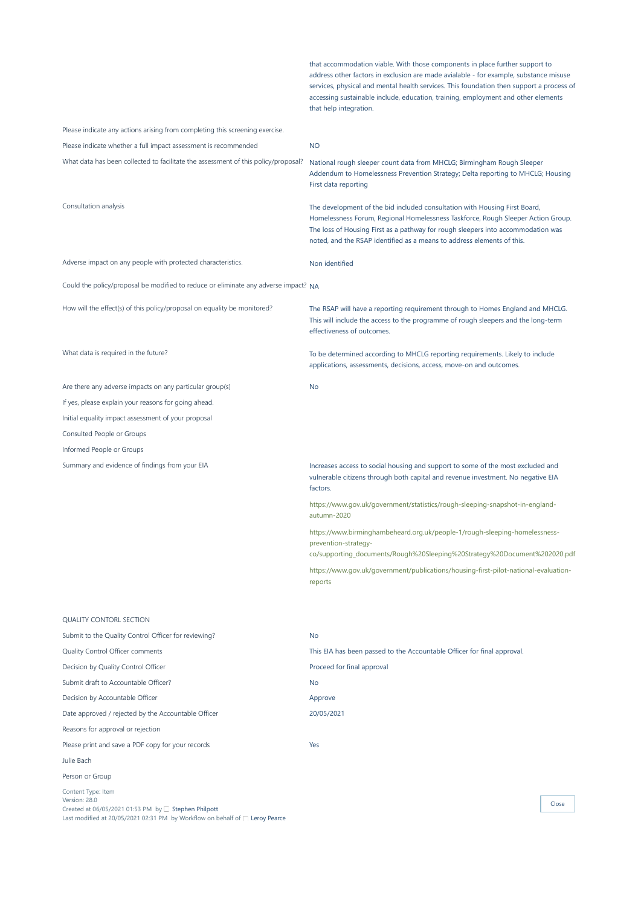| | |
|---|---|
| | that accommodation viable. With those components in place further support to address other factors in exclusion are made avialable - for example, substance misuse services, physical and mental health services. This foundation then support a process of accessing sustainable include, education, training, employment and other elements that help integration. |
| Please indicate any actions arising from completing this screening exercise. | |
| Please indicate whether a full impact assessment is recommended | NO |
| What data has been collected to facilitate the assessment of this policy/proposal? | National rough sleeper count data from MHCLG; Birmingham Rough Sleeper Addendum to Homelessness Prevention Strategy; Delta reporting to MHCLG; Housing First data reporting |
| Consultation analysis | The development of the bid included consultation with Housing First Board, Homelessness Forum, Regional Homelessness Taskforce, Rough Sleeper Action Group. The loss of Housing First as a pathway for rough sleepers into accommodation was noted, and the RSAP identified as a means to address elements of this. |
| Adverse impact on any people with protected characteristics. | Non identified |
| Could the policy/proposal be modified to reduce or eliminate any adverse impact? | NA |
| How will the effect(s) of this policy/proposal on equality be monitored? | The RSAP will have a reporting requirement through to Homes England and MHCLG. This will include the access to the programme of rough sleepers and the long-term effectiveness of outcomes. |
| What data is required in the future? | To be determined according to MHCLG reporting requirements. Likely to include applications, assessments, decisions, access, move-on and outcomes. |
| Are there any adverse impacts on any particular group(s) | No |
| If yes, please explain your reasons for going ahead. | |
| Initial equality impact assessment of your proposal | |
| Consulted People or Groups | |
| Informed People or Groups | |
| Summary and evidence of findings from your EIA | Increases access to social housing and support to some of the most excluded and vulnerable citizens through both capital and revenue investment. No negative EIA factors.<br><br>https://www.gov.uk/government/statistics/rough-sleeping-snapshot-in-england-autumn-2020<br><br>https://www.birminghambeheard.org.uk/people-1/rough-sleeping-homelessness-prevention-strategy-co/supporting_documents/Rough%20Sleeping%20Strategy%20Document%202020.pdf<br><br>https://www.gov.uk/government/publications/housing-first-pilot-national-evaluation-reports |

QUALITY CONTORL SECTION

| | |
|---|---|
| Submit to the Quality Control Officer for reviewing? | No |
| Quality Control Officer comments | This EIA has been passed to the Accountable Officer for final approval. |
| Decision by Quality Control Officer | Proceed for final approval |
| Submit draft to Accountable Officer? | No |
| Decision by Accountable Officer | Approve |
| Date approved / rejected by the Accountable Officer | 20/05/2021 |
| Reasons for approval or rejection | |
| Please print and save a PDF copy for your records | Yes |

Julie Bach

Person or Group

Content Type: Item
Version: 28.0
Created at 06/05/2021 01:53 PM by Stephen Philpott
Last modified at 20/05/2021 02:31 PM by Workflow on behalf of Leroy Pearce

Close